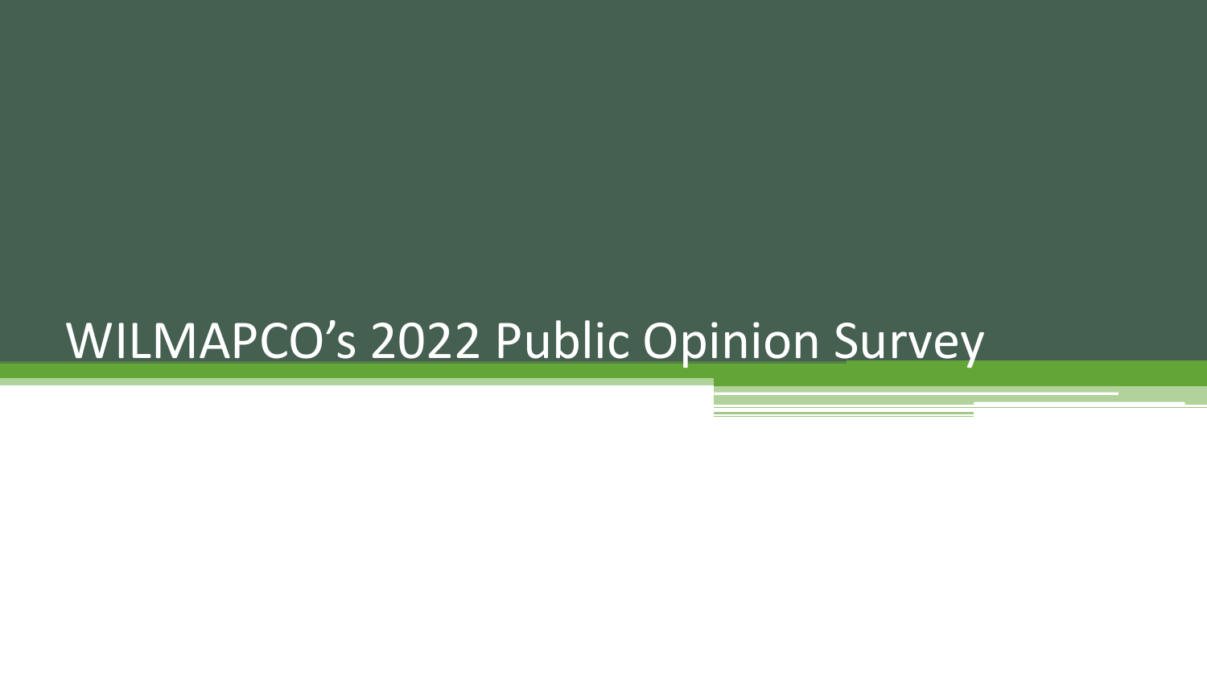# WILMAPCO's 2022 Public Opinion Survey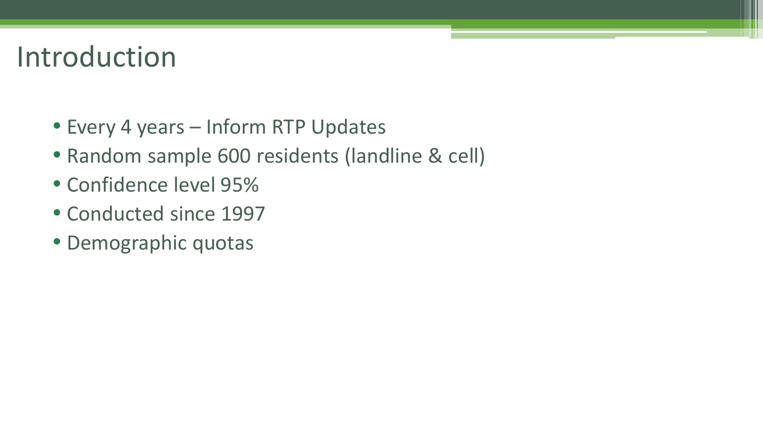# Introduction

- Every 4 years – Inform RTP Updates
- Random sample 600 residents (landline & cell)
- Confidence level 95%
- Conducted since 1997
- Demographic quotas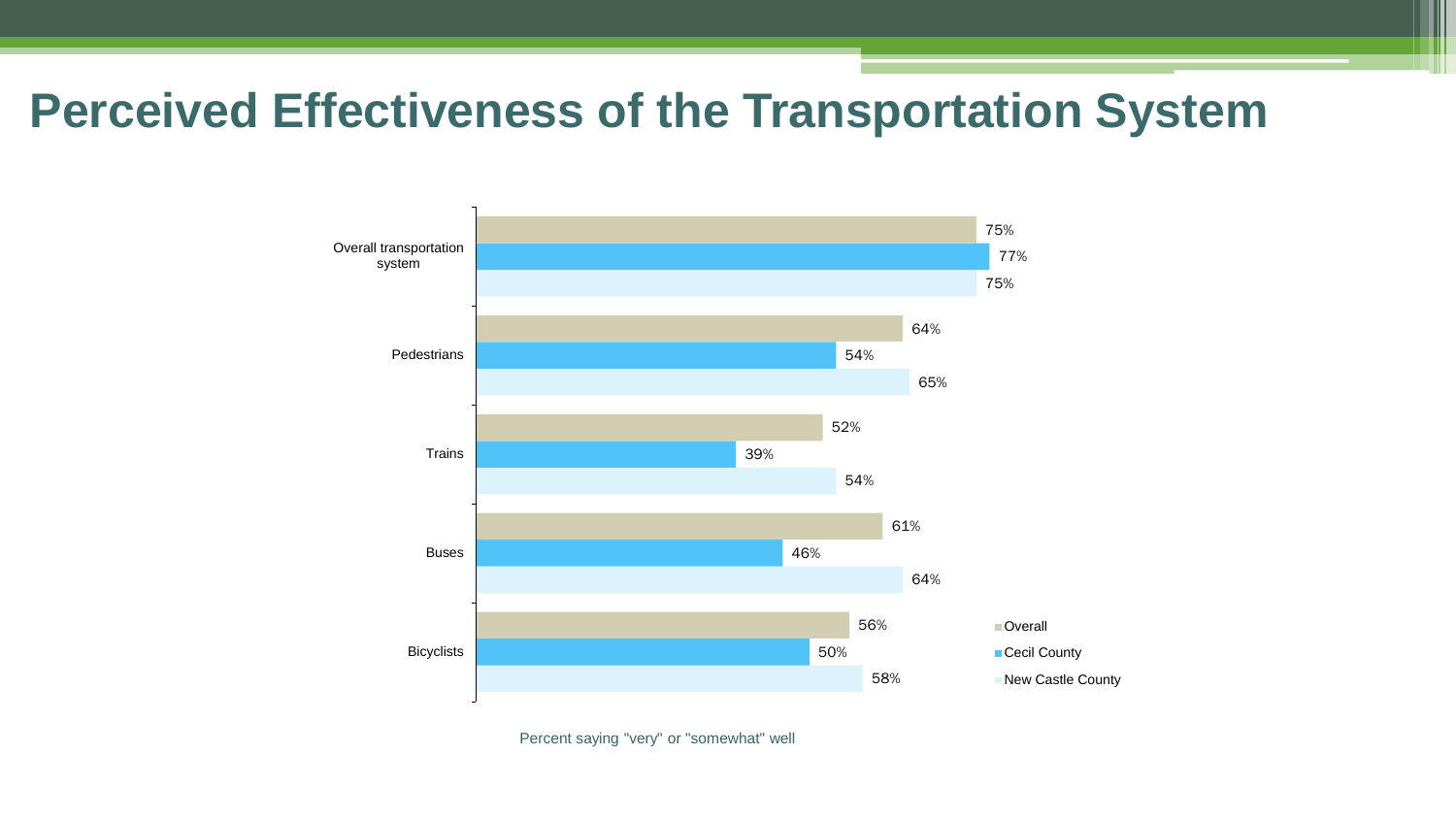# Perceived Effectiveness of the Transportation System

| | Overall | Cecil County | New Castle County |
|---|---|---|---|
| Overall transportation system | 75% | 77% | 75% |
| Pedestrians | 64% | 54% | 65% |
| Trains | 52% | 39% | 54% |
| Buses | 61% | 46% | 64% |
| Bicyclists | 56% | 50% | 58% |

Percent saying "very" or "somewhat" well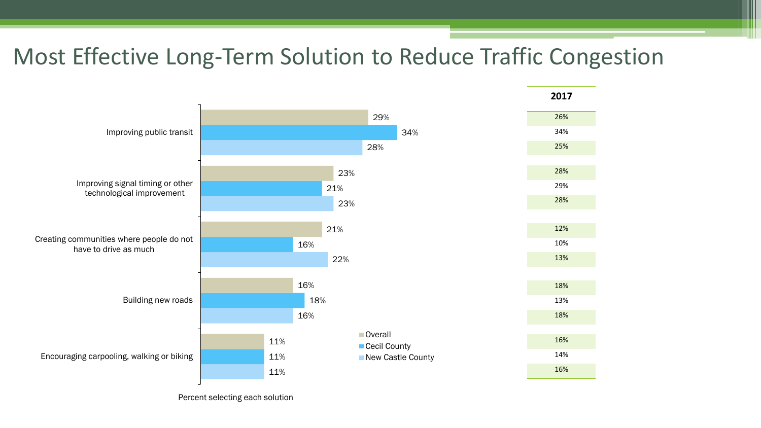# Most Effective Long-Term Solution to Reduce Traffic Congestion

| Solution | Group | Current | 2017 |
|---|---|---|---|
| Improving public transit | Overall | 29% | 26% |
| | Cecil County | 34% | 34% |
| | New Castle County | 28% | 25% |
| Improving signal timing or other technological improvement | Overall | 23% | 28% |
| | Cecil County | 21% | 29% |
| | New Castle County | 23% | 28% |
| Creating communities where people do not have to drive as much | Overall | 21% | 12% |
| | Cecil County | 16% | 10% |
| | New Castle County | 22% | 13% |
| Building new roads | Overall | 16% | 18% |
| | Cecil County | 18% | 13% |
| | New Castle County | 16% | 18% |
| Encouraging carpooling, walking or biking | Overall | 11% | 16% |
| | Cecil County | 11% | 14% |
| | New Castle County | 11% | 16% |

Percent selecting each solution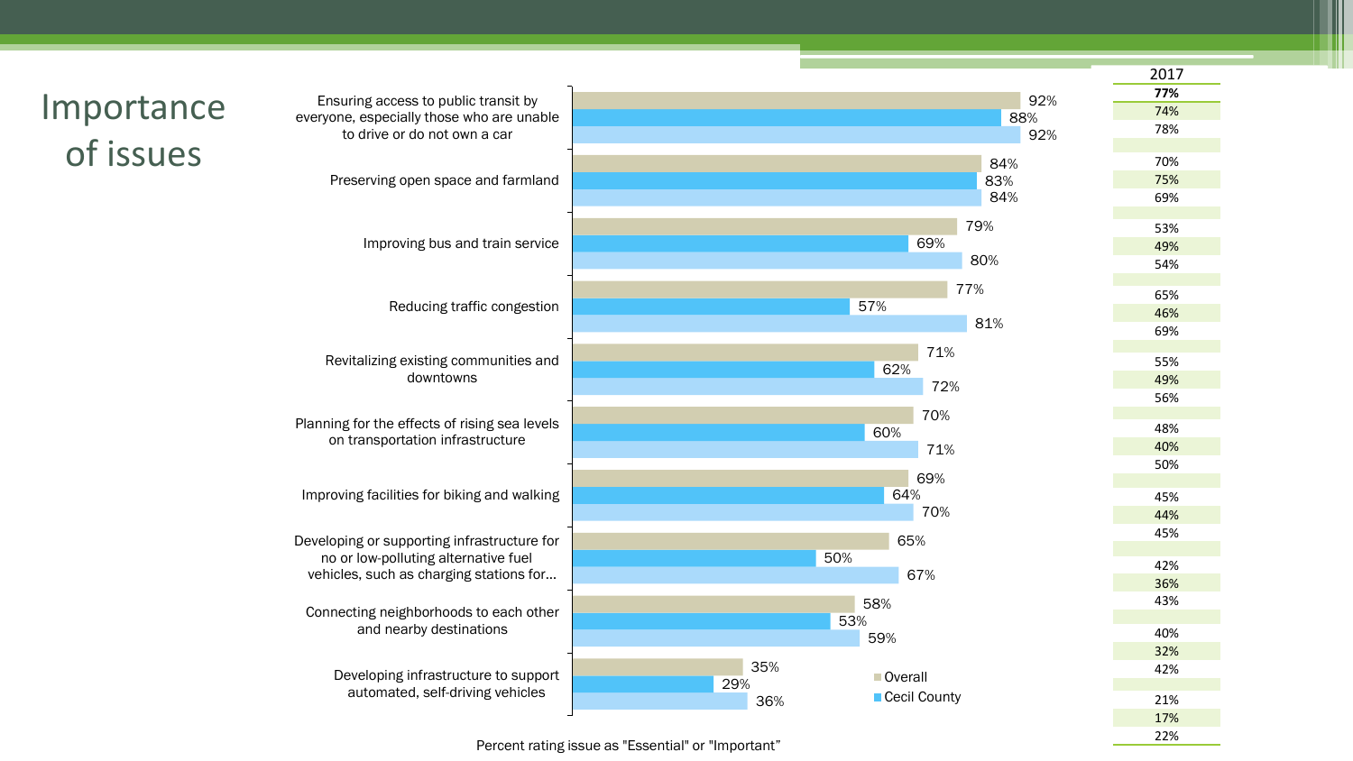# Importance of issues

| Issue | Overall | Cecil County | (third series) | 2017 (Overall) | 2017 (Cecil County) | 2017 (third series) |
|---|---|---|---|---|---|---|
| Ensuring access to public transit by everyone, especially those who are unable to drive or do not own a car | 92% | 88% | 92% | **77%** | 74% | 78% |
| Preserving open space and farmland | 84% | 83% | 84% | 70% | 75% | 69% |
| Improving bus and train service | 79% | 69% | 80% | 53% | 49% | 54% |
| Reducing traffic congestion | 77% | 57% | 81% | 65% | 46% | 69% |
| Revitalizing existing communities and downtowns | 71% | 62% | 72% | 55% | 49% | 56% |
| Planning for the effects of rising sea levels on transportation infrastructure | 70% | 60% | 71% | 48% | 40% | 50% |
| Improving facilities for biking and walking | 69% | 64% | 70% | 45% | 44% | 45% |
| Developing or supporting infrastructure for no or low-polluting alternative fuel vehicles, such as charging stations for… | 65% | 50% | 67% | 42% | 36% | 43% |
| Connecting neighborhoods to each other and nearby destinations | 58% | 53% | 59% | 40% | 32% | 42% |
| Developing infrastructure to support automated, self-driving vehicles | 35% | 29% | 36% | 21% | 17% | 22% |

Legend: Overall; Cecil County

Percent rating issue as "Essential" or "Important"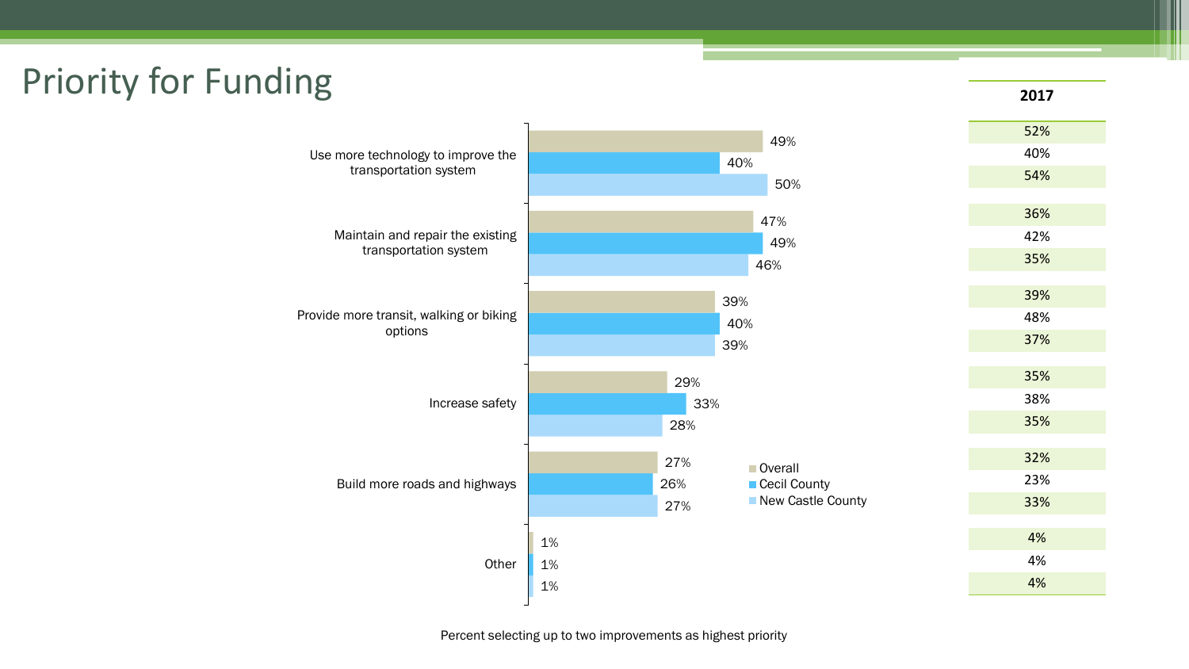# Priority for Funding

| Priority | Group | 2017–current | 2017 |
|---|---|---|---|
| Use more technology to improve the transportation system | Overall | 49% | 52% |
| | Cecil County | 40% | 40% |
| | New Castle County | 50% | 54% |
| Maintain and repair the existing transportation system | Overall | 47% | 36% |
| | Cecil County | 49% | 42% |
| | New Castle County | 46% | 35% |
| Provide more transit, walking or biking options | Overall | 39% | 39% |
| | Cecil County | 40% | 48% |
| | New Castle County | 39% | 37% |
| Increase safety | Overall | 29% | 35% |
| | Cecil County | 33% | 38% |
| | New Castle County | 28% | 35% |
| Build more roads and highways | Overall | 27% | 32% |
| | Cecil County | 26% | 23% |
| | New Castle County | 27% | 33% |
| Other | Overall | 1% | 4% |
| | Cecil County | 1% | 4% |
| | New Castle County | 1% | 4% |

Percent selecting up to two improvements as highest priority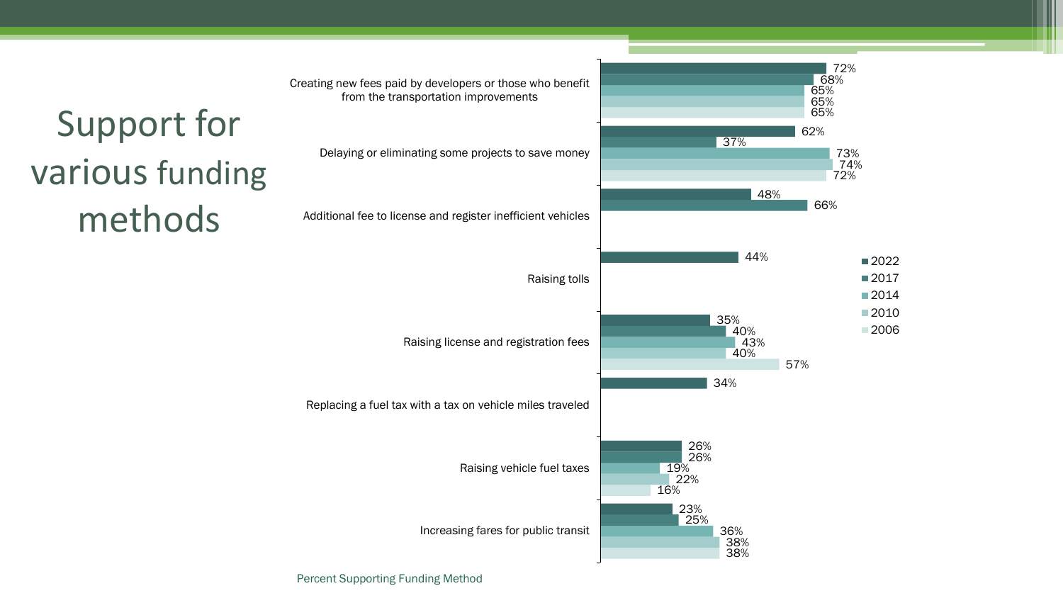# Support for various funding methods

| Funding Method | 2022 | 2017 | 2014 | 2010 | 2006 |
|---|---|---|---|---|---|
| Creating new fees paid by developers or those who benefit from the transportation improvements | 72% | 68% | 65% | 65% | 65% |
| Delaying or eliminating some projects to save money | 62% | 37% | 73% | 74% | 72% |
| Additional fee to license and register inefficient vehicles | 48% | 66% | | | |
| Raising tolls | 44% | | | | |
| Raising license and registration fees | 35% | 40% | 43% | 40% | 57% |
| Replacing a fuel tax with a tax on vehicle miles traveled | 34% | | | | |
| Raising vehicle fuel taxes | 26% | 26% | 19% | 22% | 16% |
| Increasing fares for public transit | 23% | 25% | 36% | 38% | 38% |

Percent Supporting Funding Method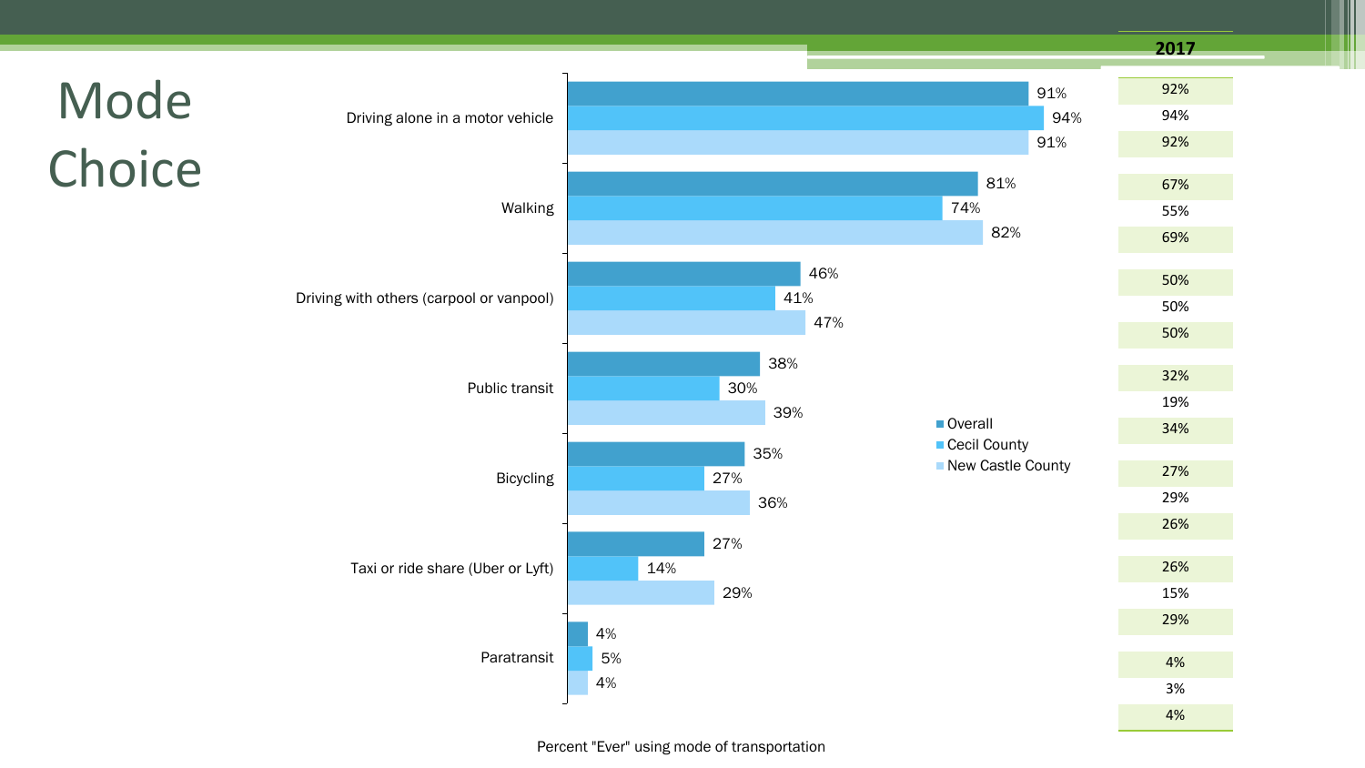# Mode Choice

| Mode | Overall | Cecil County | New Castle County | 2017 Overall | 2017 Cecil County | 2017 New Castle County |
|---|---|---|---|---|---|---|
| Driving alone in a motor vehicle | 91% | 94% | 91% | 92% | 94% | 92% |
| Walking | 81% | 74% | 82% | 67% | 55% | 69% |
| Driving with others (carpool or vanpool) | 46% | 41% | 47% | 50% | 50% | 50% |
| Public transit | 38% | 30% | 39% | 32% | 19% | 34% |
| Bicycling | 35% | 27% | 36% | 27% | 29% | 26% |
| Taxi or ride share (Uber or Lyft) | 27% | 14% | 29% | 26% | 15% | 29% |
| Paratransit | 4% | 5% | 4% | 4% | 3% | 4% |

Percent "Ever" using mode of transportation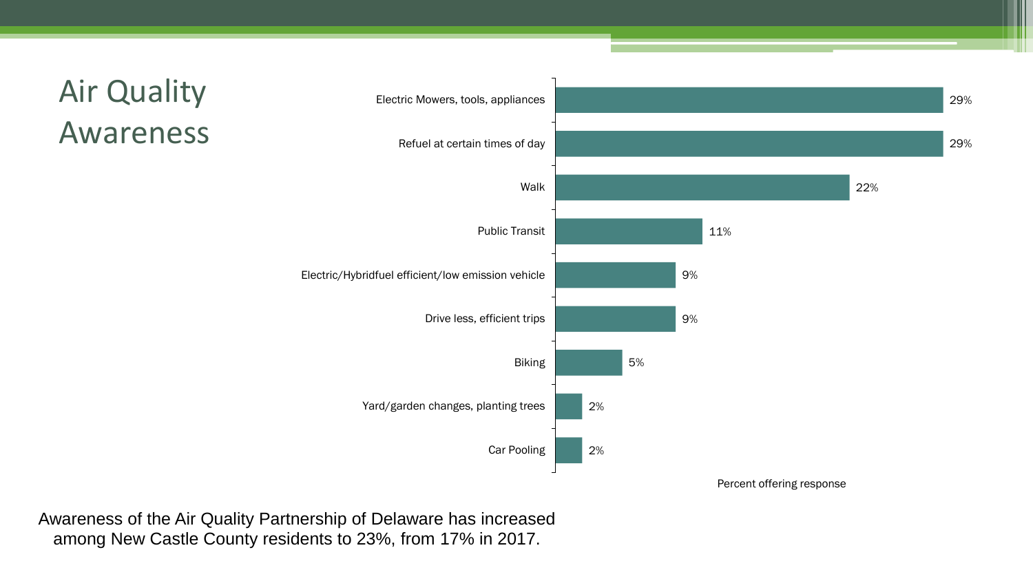# Air Quality Awareness

| Response | Percent offering response |
|---|---|
| Electric Mowers, tools, appliances | 29% |
| Refuel at certain times of day | 29% |
| Walk | 22% |
| Public Transit | 11% |
| Electric/Hybridfuel efficient/low emission vehicle | 9% |
| Drive less, efficient trips | 9% |
| Biking | 5% |
| Yard/garden changes, planting trees | 2% |
| Car Pooling | 2% |

Awareness of the Air Quality Partnership of Delaware has increased among New Castle County residents to 23%, from 17% in 2017.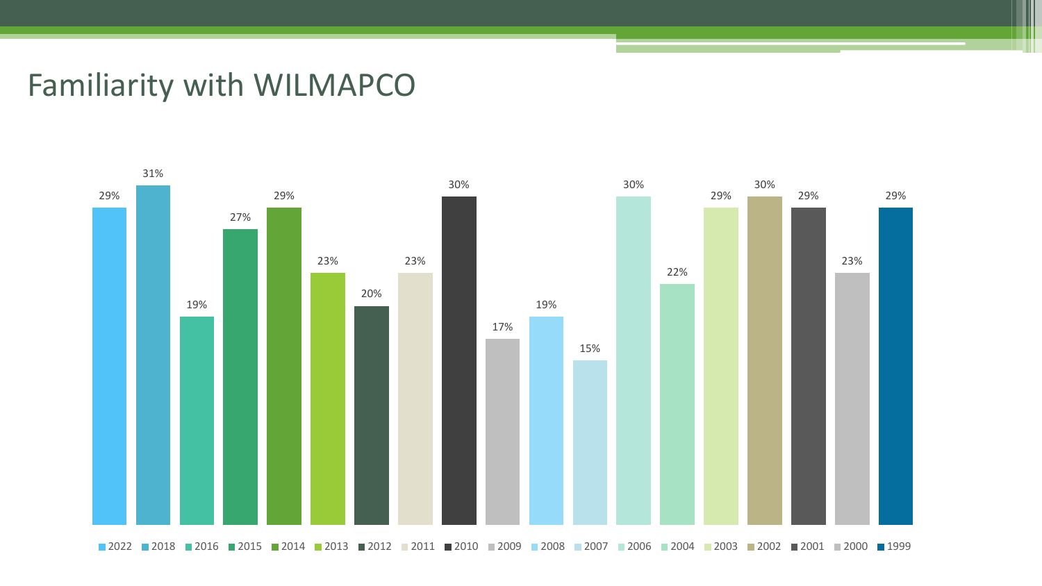# Familiarity with WILMAPCO

| Year | Familiarity |
|---|---|
| 2022 | 29% |
| 2018 | 31% |
| 2016 | 19% |
| 2015 | 27% |
| 2014 | 29% |
| 2013 | 23% |
| 2012 | 20% |
| 2011 | 23% |
| 2010 | 30% |
| 2009 | 17% |
| 2008 | 19% |
| 2007 | 15% |
| 2006 | 30% |
| 2004 | 22% |
| 2003 | 29% |
| 2002 | 30% |
| 2001 | 29% |
| 2000 | 23% |
| 1999 | 29% |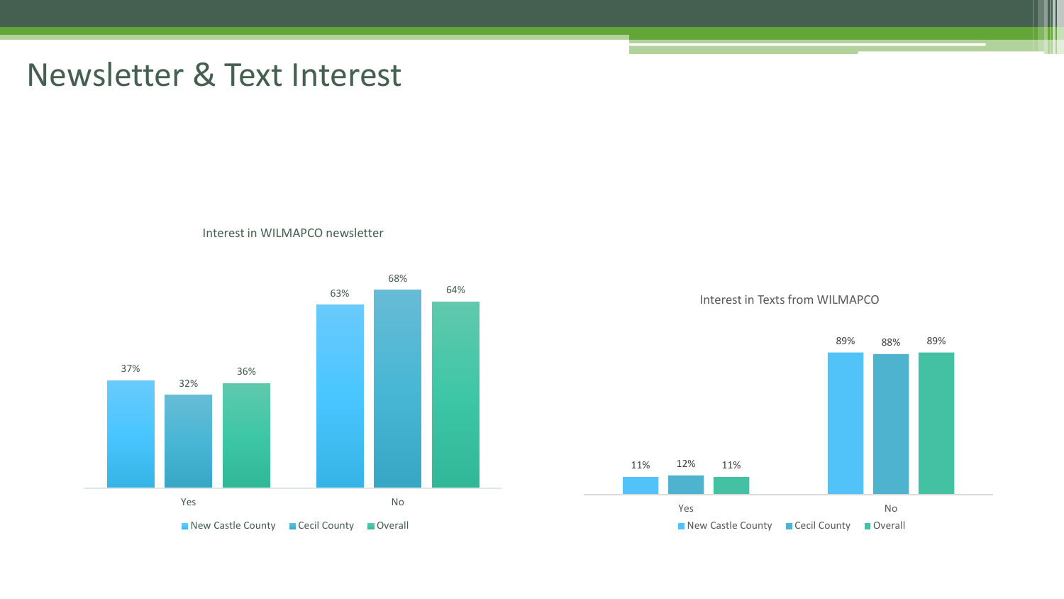# Newsletter & Text Interest

Interest in WILMAPCO newsletter

| | New Castle County | Cecil County | Overall |
|---|---|---|---|
| Yes | 37% | 32% | 36% |
| No | 63% | 68% | 64% |

Interest in Texts from WILMAPCO

| | New Castle County | Cecil County | Overall |
|---|---|---|---|
| Yes | 11% | 12% | 11% |
| No | 89% | 88% | 89% |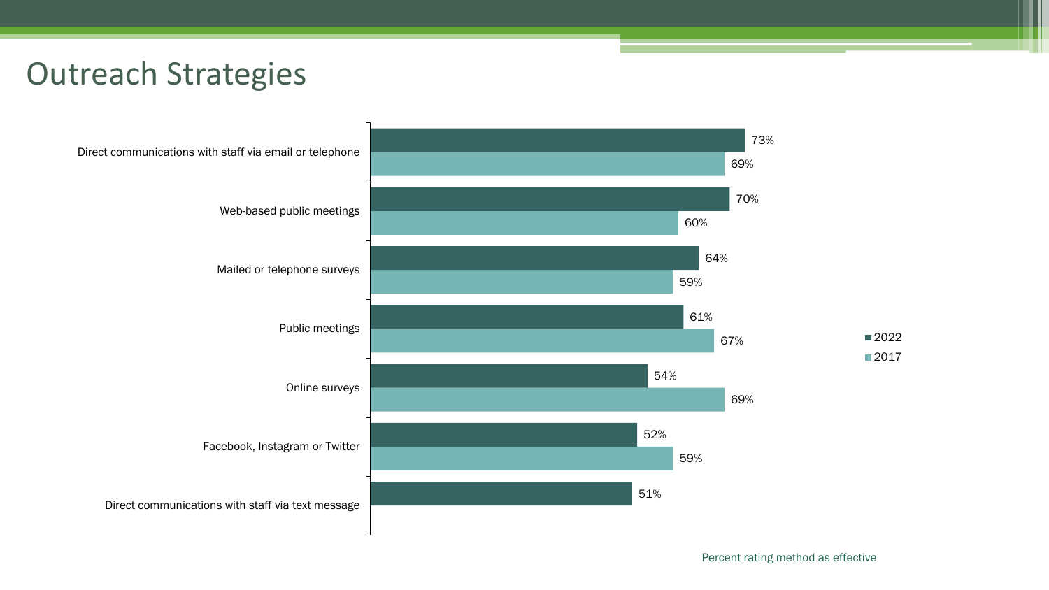# Outreach Strategies

| Strategy | 2022 | 2017 |
| --- | --- | --- |
| Direct communications with staff via email or telephone | 73% | 69% |
| Web-based public meetings | 70% | 60% |
| Mailed or telephone surveys | 64% | 59% |
| Public meetings | 61% | 67% |
| Online surveys | 54% | 69% |
| Facebook, Instagram or Twitter | 52% | 59% |
| Direct communications with staff via text message | 51% | |

Percent rating method as effective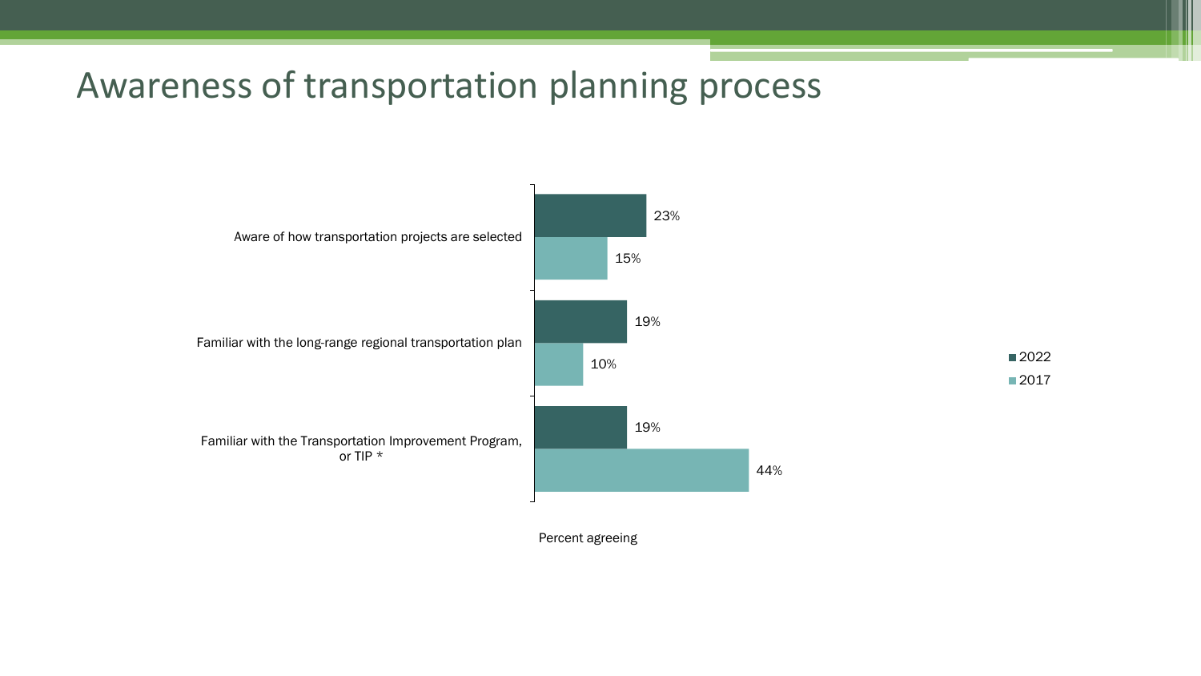# Awareness of transportation planning process

| | 2022 | 2017 |
|---|---|---|
| Aware of how transportation projects are selected | 23% | 15% |
| Familiar with the long-range regional transportation plan | 19% | 10% |
| Familiar with the Transportation Improvement Program, or TIP * | 19% | 44% |

Percent agreeing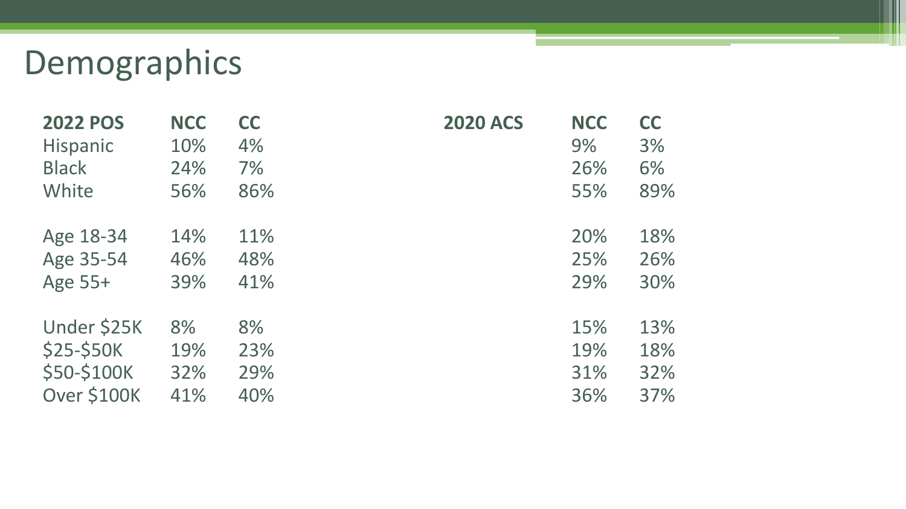# Demographics

| 2022 POS | NCC | CC | 2020 ACS | NCC | CC |
|---|---|---|---|---|---|
| Hispanic | 10% | 4% | | 9% | 3% |
| Black | 24% | 7% | | 26% | 6% |
| White | 56% | 86% | | 55% | 89% |
| | | | | | |
| Age 18-34 | 14% | 11% | | 20% | 18% |
| Age 35-54 | 46% | 48% | | 25% | 26% |
| Age 55+ | 39% | 41% | | 29% | 30% |
| | | | | | |
| Under $25K | 8% | 8% | | 15% | 13% |
| $25-$50K | 19% | 23% | | 19% | 18% |
| $50-$100K | 32% | 29% | | 31% | 32% |
| Over $100K | 41% | 40% | | 36% | 37% |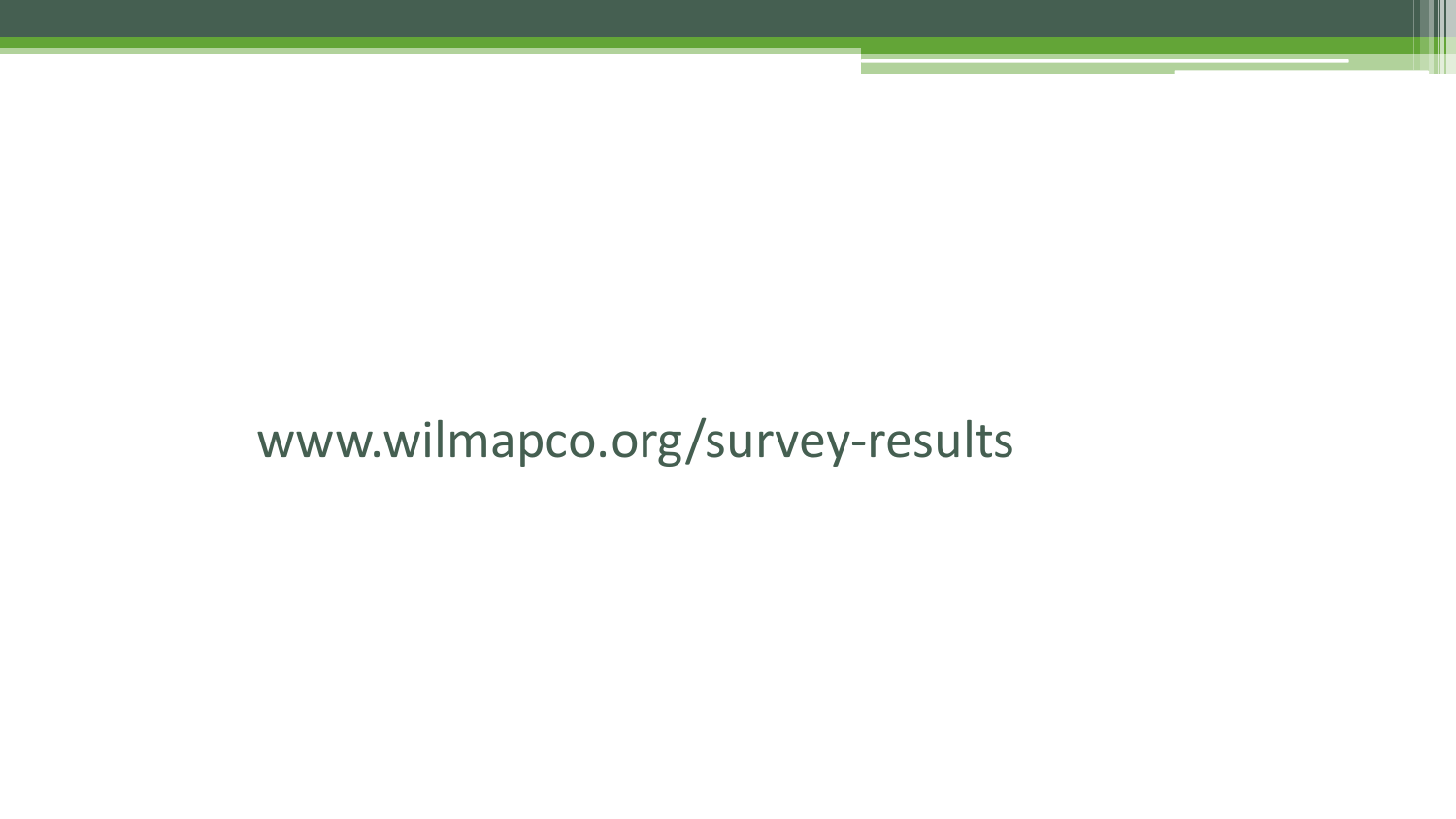www.wilmapco.org/survey-results